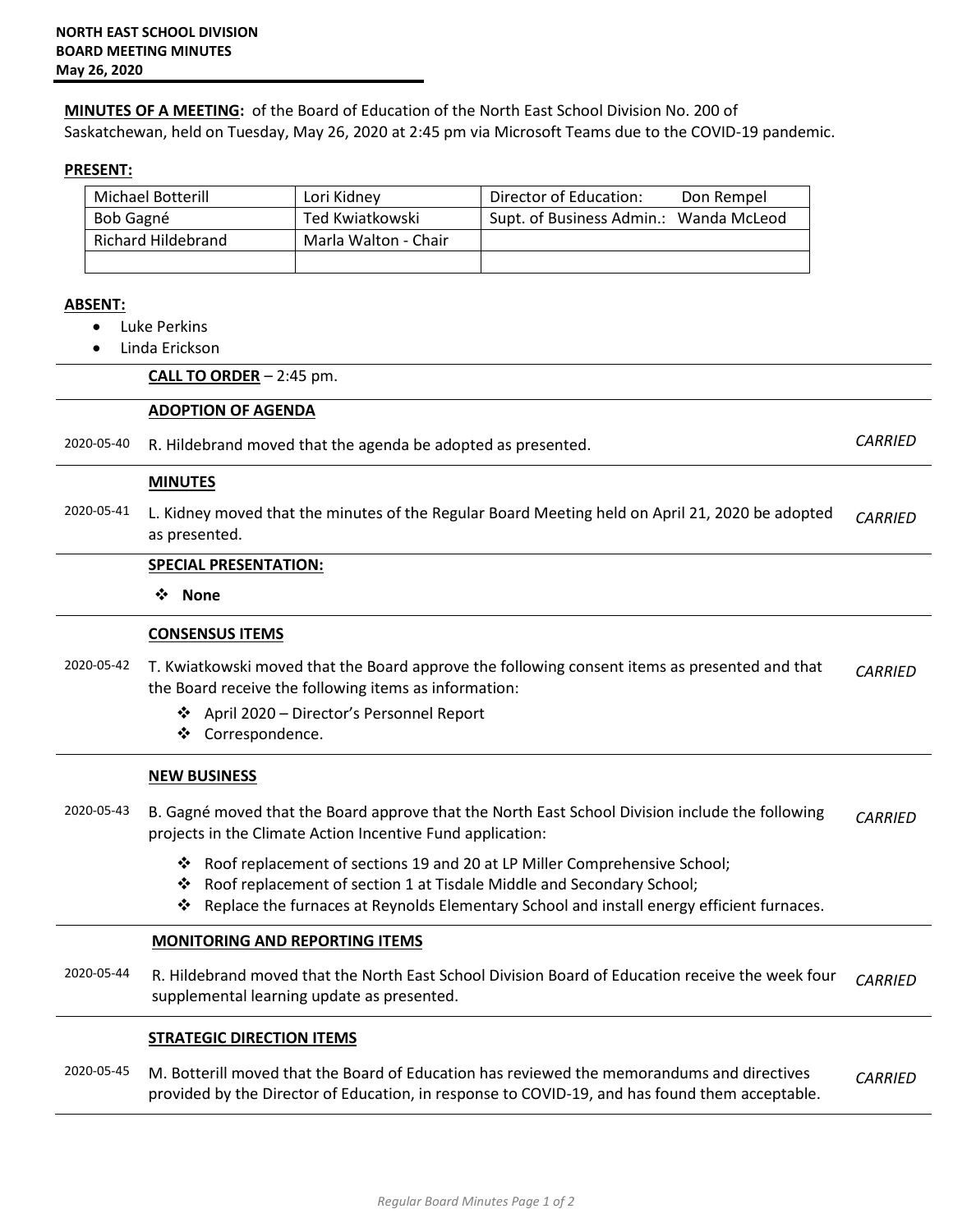**NORTH EAST SCHOOL DIVISION**
**BOARD MEETING MINUTES**
**May 26, 2020**

**MINUTES OF A MEETING:** of the Board of Education of the North East School Division No. 200 of Saskatchewan, held on Tuesday, May 26, 2020 at 2:45 pm via Microsoft Teams due to the COVID-19 pandemic.

**PRESENT:**

| | | |
|---|---|---|
| Michael Botterill | Lori Kidney | Director of Education: Don Rempel |
| Bob Gagné | Ted Kwiatkowski | Supt. of Business Admin.: Wanda McLeod |
| Richard Hildebrand | Marla Walton - Chair | |
| | | |

**ABSENT:**

- Luke Perkins
- Linda Erickson

| | | |
|---|---|---|
| | **CALL TO ORDER** – 2:45 pm. | |
| | **ADOPTION OF AGENDA** | |
| 2020-05-40 | R. Hildebrand moved that the agenda be adopted as presented. | *CARRIED* |
| | **MINUTES** | |
| 2020-05-41 | L. Kidney moved that the minutes of the Regular Board Meeting held on April 21, 2020 be adopted as presented. | *CARRIED* |
| | **SPECIAL PRESENTATION:** ❖ **None** | |
| | **CONSENSUS ITEMS** | |
| 2020-05-42 | T. Kwiatkowski moved that the Board approve the following consent items as presented and that the Board receive the following items as information: ❖ April 2020 – Director's Personnel Report ❖ Correspondence. | *CARRIED* |
| | **NEW BUSINESS** | |
| 2020-05-43 | B. Gagné moved that the Board approve that the North East School Division include the following projects in the Climate Action Incentive Fund application: ❖ Roof replacement of sections 19 and 20 at LP Miller Comprehensive School; ❖ Roof replacement of section 1 at Tisdale Middle and Secondary School; ❖ Replace the furnaces at Reynolds Elementary School and install energy efficient furnaces. | *CARRIED* |
| | **MONITORING AND REPORTING ITEMS** | |
| 2020-05-44 | R. Hildebrand moved that the North East School Division Board of Education receive the week four supplemental learning update as presented. | *CARRIED* |
| | **STRATEGIC DIRECTION ITEMS** | |
| 2020-05-45 | M. Botterill moved that the Board of Education has reviewed the memorandums and directives provided by the Director of Education, in response to COVID-19, and has found them acceptable. | *CARRIED* |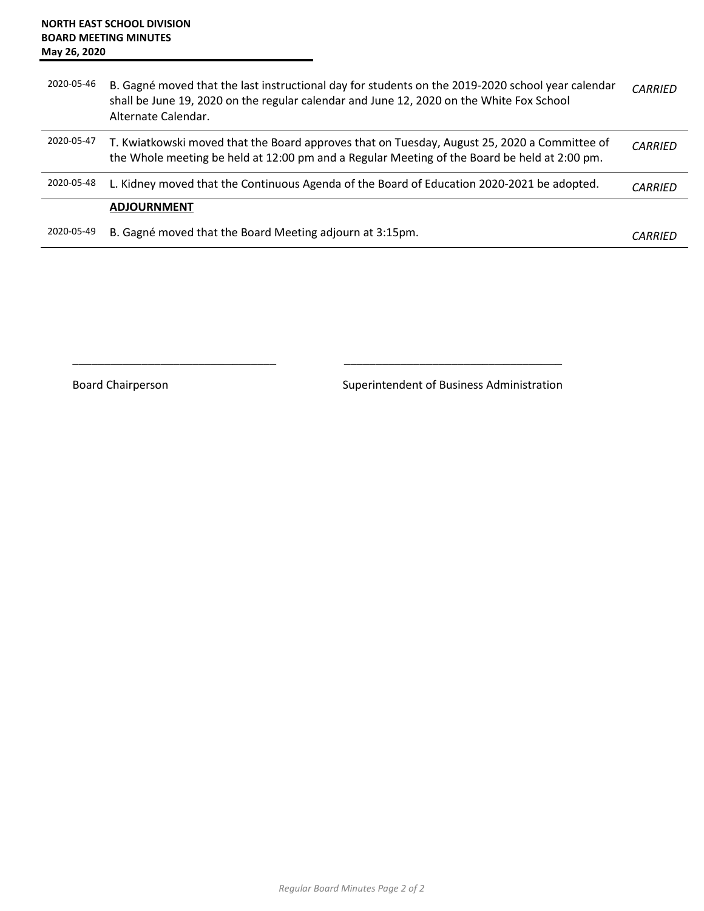| | | |
|---|---|---|
| 2020-05-46 | B. Gagné moved that the last instructional day for students on the 2019-2020 school year calendar shall be June 19, 2020 on the regular calendar and June 12, 2020 on the White Fox School Alternate Calendar. | *CARRIED* |
| 2020-05-47 | T. Kwiatkowski moved that the Board approves that on Tuesday, August 25, 2020 a Committee of the Whole meeting be held at 12:00 pm and a Regular Meeting of the Board be held at 2:00 pm. | *CARRIED* |
| 2020-05-48 | L. Kidney moved that the Continuous Agenda of the Board of Education 2020-2021 be adopted. | *CARRIED* |
| | **ADJOURNMENT** | |
| 2020-05-49 | B. Gagné moved that the Board Meeting adjourn at 3:15pm. | *CARRIED* |

_________________________________ &nbsp;&nbsp;&nbsp;&nbsp; _________________________________

Board Chairperson &nbsp;&nbsp;&nbsp;&nbsp; Superintendent of Business Administration